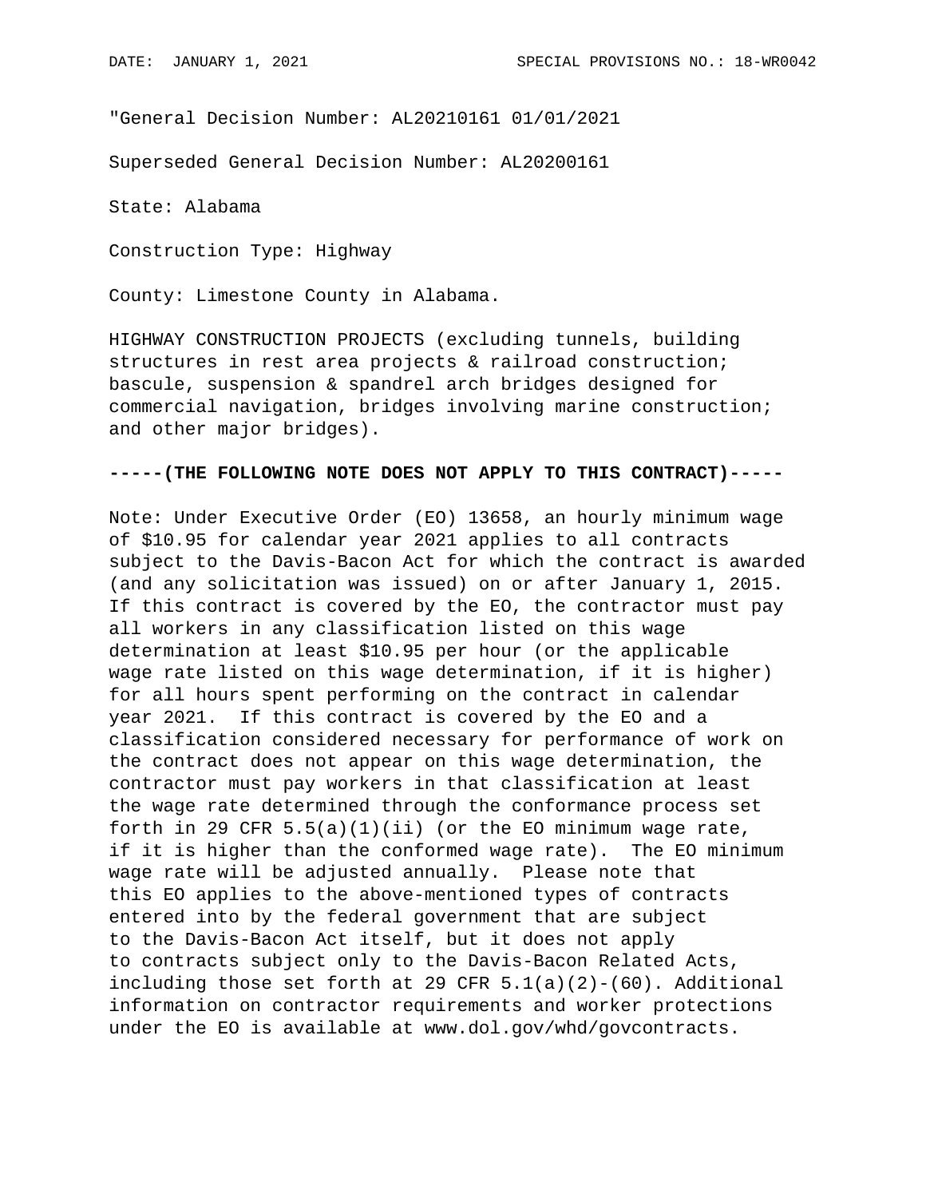DATE: JANUARY 1, 2021 SPECIAL PROVISIONS NO.: 18-WR0042

"General Decision Number: AL20210161 01/01/2021

Superseded General Decision Number: AL20200161

State: Alabama

Construction Type: Highway

County: Limestone County in Alabama.

HIGHWAY CONSTRUCTION PROJECTS (excluding tunnels, building structures in rest area projects & railroad construction; bascule, suspension & spandrel arch bridges designed for commercial navigation, bridges involving marine construction; and other major bridges).

**-----(THE FOLLOWING NOTE DOES NOT APPLY TO THIS CONTRACT)-----**

Note: Under Executive Order (EO) 13658, an hourly minimum wage of $10.95 for calendar year 2021 applies to all contracts subject to the Davis-Bacon Act for which the contract is awarded (and any solicitation was issued) on or after January 1, 2015. If this contract is covered by the EO, the contractor must pay all workers in any classification listed on this wage determination at least $10.95 per hour (or the applicable wage rate listed on this wage determination, if it is higher) for all hours spent performing on the contract in calendar year 2021. If this contract is covered by the EO and a classification considered necessary for performance of work on the contract does not appear on this wage determination, the contractor must pay workers in that classification at least the wage rate determined through the conformance process set forth in 29 CFR 5.5(a)(1)(ii) (or the EO minimum wage rate, if it is higher than the conformed wage rate). The EO minimum wage rate will be adjusted annually. Please note that this EO applies to the above-mentioned types of contracts entered into by the federal government that are subject to the Davis-Bacon Act itself, but it does not apply to contracts subject only to the Davis-Bacon Related Acts, including those set forth at 29 CFR 5.1(a)(2)-(60). Additional information on contractor requirements and worker protections under the EO is available at www.dol.gov/whd/govcontracts.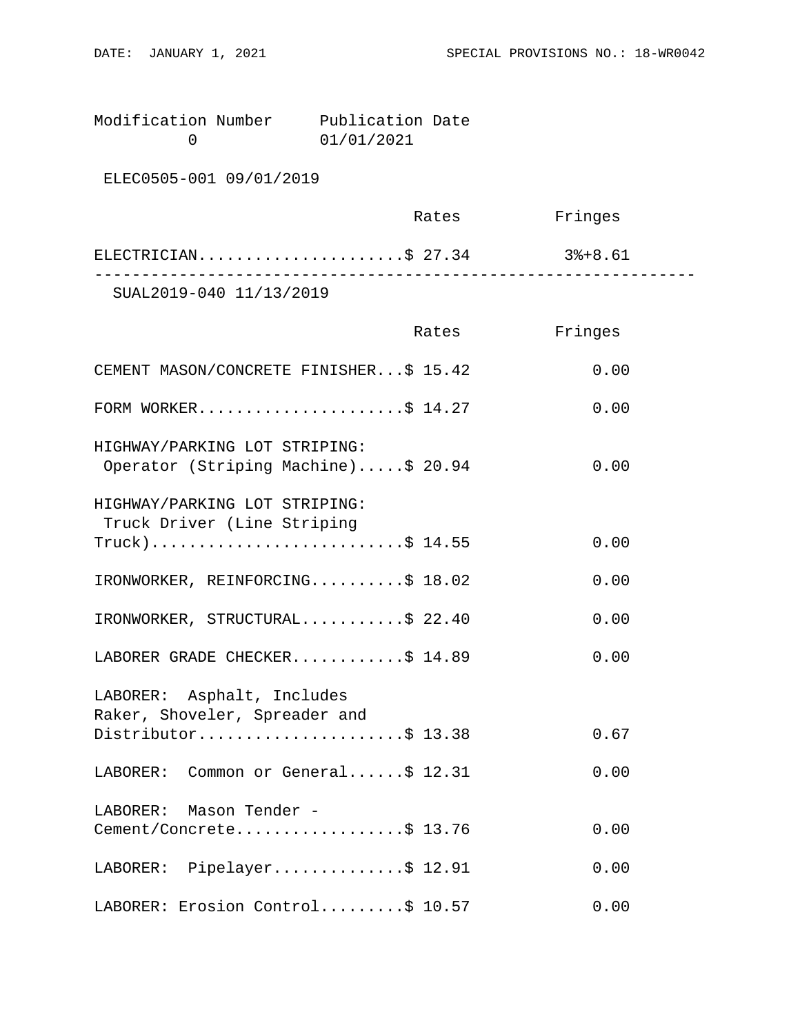Modification Number Publication Date
0 01/01/2021

ELEC0505-001 09/01/2019

| | Rates | Fringes |
|---|---|---|
| ELECTRICIAN | $ 27.34 | 3%+8.61 |

---

SUAL2019-040 11/13/2019

| | Rates | Fringes |
|---|---|---|
| CEMENT MASON/CONCRETE FINISHER | $ 15.42 | 0.00 |
| FORM WORKER | $ 14.27 | 0.00 |
| HIGHWAY/PARKING LOT STRIPING: Operator (Striping Machine) | $ 20.94 | 0.00 |
| HIGHWAY/PARKING LOT STRIPING: Truck Driver (Line Striping Truck) | $ 14.55 | 0.00 |
| IRONWORKER, REINFORCING | $ 18.02 | 0.00 |
| IRONWORKER, STRUCTURAL | $ 22.40 | 0.00 |
| LABORER GRADE CHECKER | $ 14.89 | 0.00 |
| LABORER: Asphalt, Includes Raker, Shoveler, Spreader and Distributor | $ 13.38 | 0.67 |
| LABORER: Common or General | $ 12.31 | 0.00 |
| LABORER: Mason Tender - Cement/Concrete | $ 13.76 | 0.00 |
| LABORER: Pipelayer | $ 12.91 | 0.00 |
| LABORER: Erosion Control | $ 10.57 | 0.00 |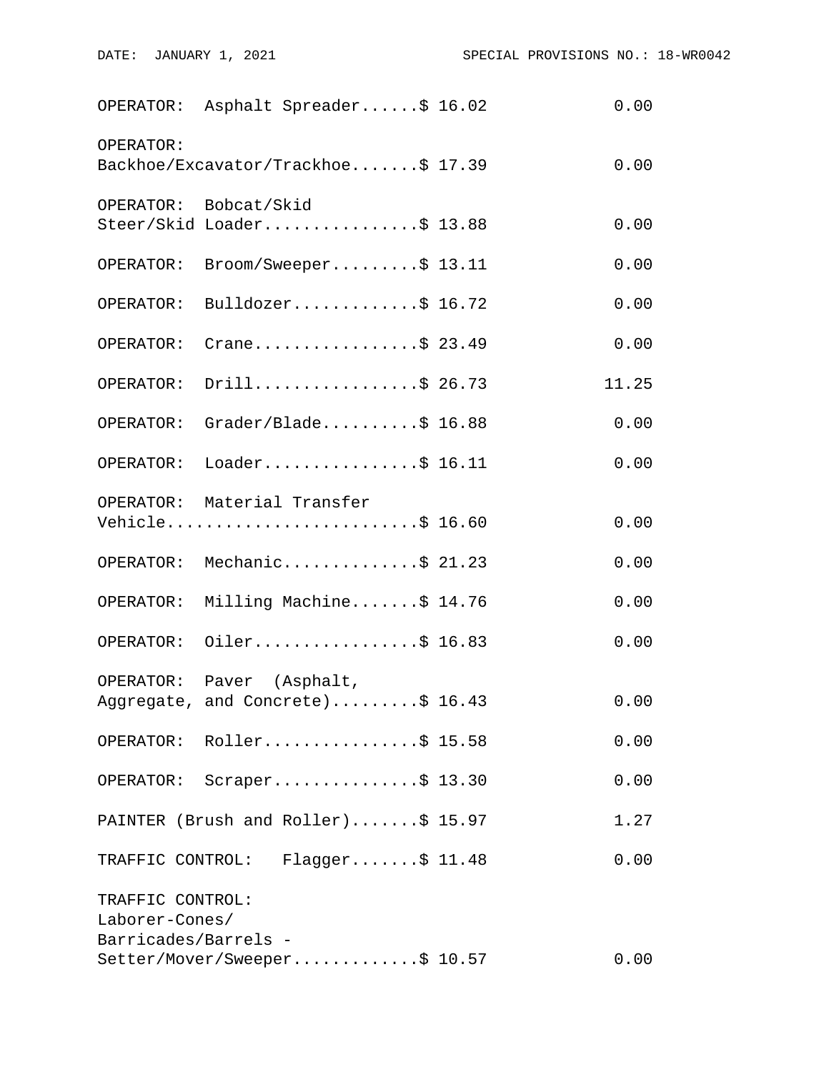| | Rates | Fringes |
|---|---|---|
| OPERATOR: Asphalt Spreader | $ 16.02 | 0.00 |
| OPERATOR: Backhoe/Excavator/Trackhoe | $ 17.39 | 0.00 |
| OPERATOR: Bobcat/Skid Steer/Skid Loader | $ 13.88 | 0.00 |
| OPERATOR: Broom/Sweeper | $ 13.11 | 0.00 |
| OPERATOR: Bulldozer | $ 16.72 | 0.00 |
| OPERATOR: Crane | $ 23.49 | 0.00 |
| OPERATOR: Drill | $ 26.73 | 11.25 |
| OPERATOR: Grader/Blade | $ 16.88 | 0.00 |
| OPERATOR: Loader | $ 16.11 | 0.00 |
| OPERATOR: Material Transfer Vehicle | $ 16.60 | 0.00 |
| OPERATOR: Mechanic | $ 21.23 | 0.00 |
| OPERATOR: Milling Machine | $ 14.76 | 0.00 |
| OPERATOR: Oiler | $ 16.83 | 0.00 |
| OPERATOR: Paver (Asphalt, Aggregate, and Concrete) | $ 16.43 | 0.00 |
| OPERATOR: Roller | $ 15.58 | 0.00 |
| OPERATOR: Scraper | $ 13.30 | 0.00 |
| PAINTER (Brush and Roller) | $ 15.97 | 1.27 |
| TRAFFIC CONTROL: Flagger | $ 11.48 | 0.00 |
| TRAFFIC CONTROL: Laborer-Cones/ Barricades/Barrels - Setter/Mover/Sweeper | $ 10.57 | 0.00 |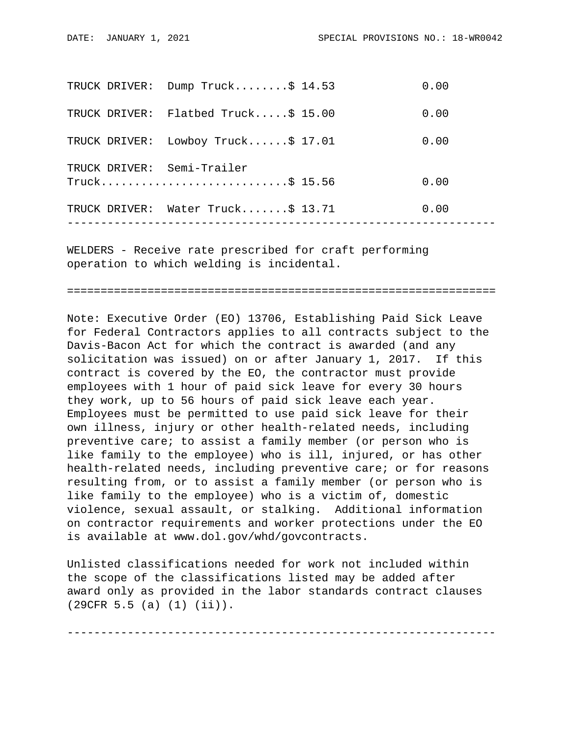| | Rates | Fringes |
|---|---|---|
| TRUCK DRIVER: Dump Truck | $ 14.53 | 0.00 |
| TRUCK DRIVER: Flatbed Truck | $ 15.00 | 0.00 |
| TRUCK DRIVER: Lowboy Truck | $ 17.01 | 0.00 |
| TRUCK DRIVER: Semi-Trailer Truck | $ 15.56 | 0.00 |
| TRUCK DRIVER: Water Truck | $ 13.71 | 0.00 |

---

WELDERS - Receive rate prescribed for craft performing operation to which welding is incidental.

---

Note: Executive Order (EO) 13706, Establishing Paid Sick Leave for Federal Contractors applies to all contracts subject to the Davis-Bacon Act for which the contract is awarded (and any solicitation was issued) on or after January 1, 2017. If this contract is covered by the EO, the contractor must provide employees with 1 hour of paid sick leave for every 30 hours they work, up to 56 hours of paid sick leave each year. Employees must be permitted to use paid sick leave for their own illness, injury or other health-related needs, including preventive care; to assist a family member (or person who is like family to the employee) who is ill, injured, or has other health-related needs, including preventive care; or for reasons resulting from, or to assist a family member (or person who is like family to the employee) who is a victim of, domestic violence, sexual assault, or stalking. Additional information on contractor requirements and worker protections under the EO is available at www.dol.gov/whd/govcontracts.

Unlisted classifications needed for work not included within the scope of the classifications listed may be added after award only as provided in the labor standards contract clauses (29CFR 5.5 (a) (1) (ii)).

---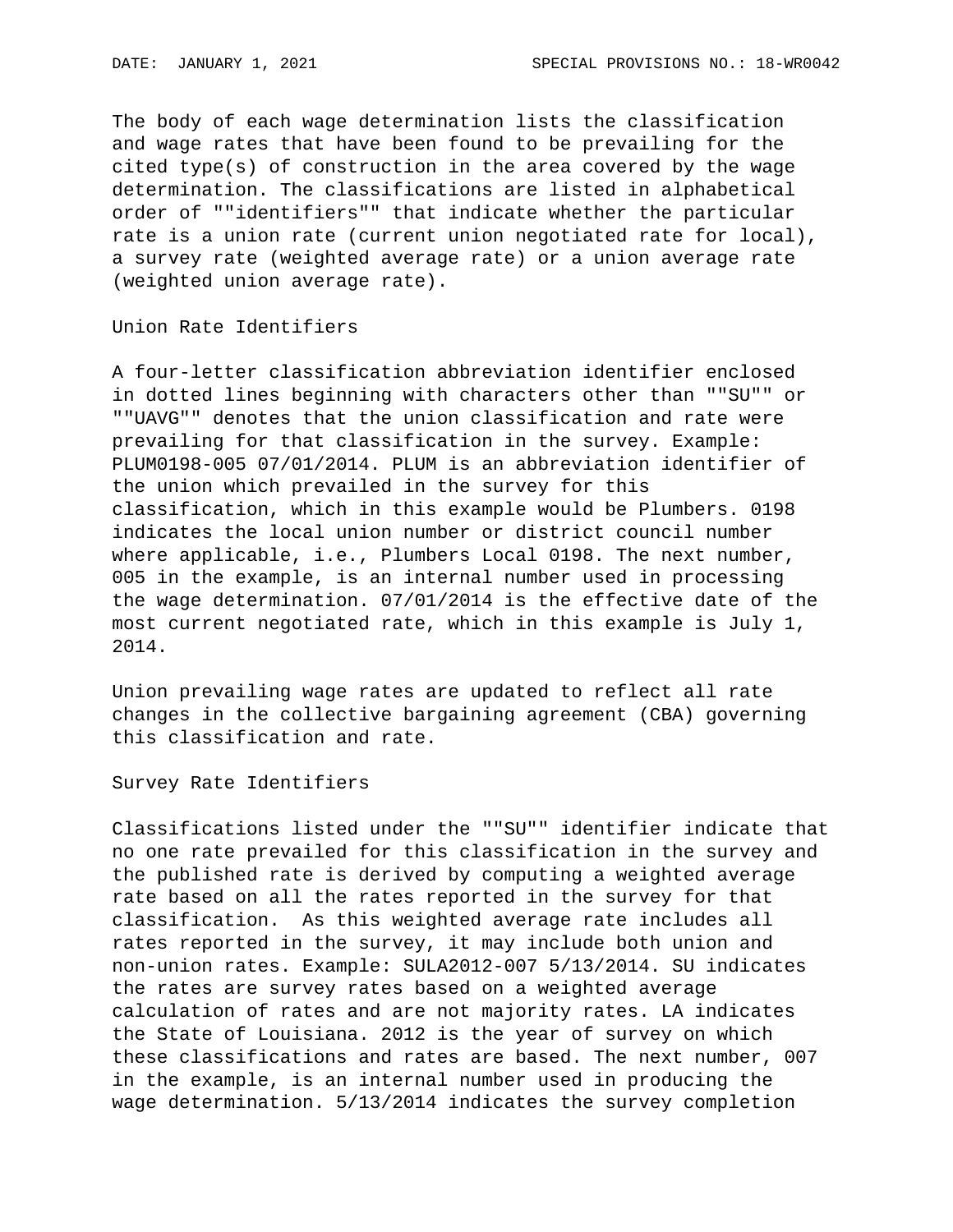The body of each wage determination lists the classification and wage rates that have been found to be prevailing for the cited type(s) of construction in the area covered by the wage determination. The classifications are listed in alphabetical order of ""identifiers"" that indicate whether the particular rate is a union rate (current union negotiated rate for local), a survey rate (weighted average rate) or a union average rate (weighted union average rate).

## Union Rate Identifiers

A four-letter classification abbreviation identifier enclosed in dotted lines beginning with characters other than ""SU"" or ""UAVG"" denotes that the union classification and rate were prevailing for that classification in the survey. Example: PLUM0198-005 07/01/2014. PLUM is an abbreviation identifier of the union which prevailed in the survey for this classification, which in this example would be Plumbers. 0198 indicates the local union number or district council number where applicable, i.e., Plumbers Local 0198. The next number, 005 in the example, is an internal number used in processing the wage determination. 07/01/2014 is the effective date of the most current negotiated rate, which in this example is July 1, 2014.

Union prevailing wage rates are updated to reflect all rate changes in the collective bargaining agreement (CBA) governing this classification and rate.

## Survey Rate Identifiers

Classifications listed under the ""SU"" identifier indicate that no one rate prevailed for this classification in the survey and the published rate is derived by computing a weighted average rate based on all the rates reported in the survey for that classification. As this weighted average rate includes all rates reported in the survey, it may include both union and non-union rates. Example: SULA2012-007 5/13/2014. SU indicates the rates are survey rates based on a weighted average calculation of rates and are not majority rates. LA indicates the State of Louisiana. 2012 is the year of survey on which these classifications and rates are based. The next number, 007 in the example, is an internal number used in producing the wage determination. 5/13/2014 indicates the survey completion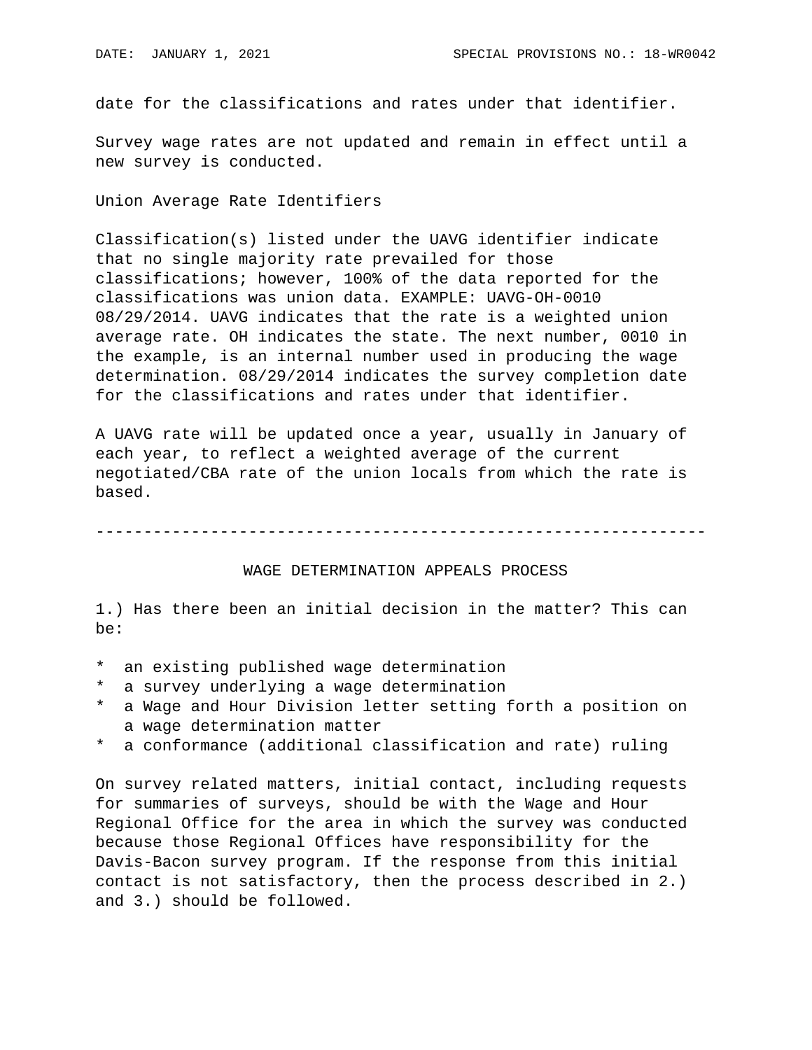date for the classifications and rates under that identifier.

Survey wage rates are not updated and remain in effect until a new survey is conducted.

Union Average Rate Identifiers

Classification(s) listed under the UAVG identifier indicate that no single majority rate prevailed for those classifications; however, 100% of the data reported for the classifications was union data. EXAMPLE: UAVG-OH-0010 08/29/2014. UAVG indicates that the rate is a weighted union average rate. OH indicates the state. The next number, 0010 in the example, is an internal number used in producing the wage determination. 08/29/2014 indicates the survey completion date for the classifications and rates under that identifier.

A UAVG rate will be updated once a year, usually in January of each year, to reflect a weighted average of the current negotiated/CBA rate of the union locals from which the rate is based.

---

## WAGE DETERMINATION APPEALS PROCESS

1.) Has there been an initial decision in the matter? This can be:

* an existing published wage determination
* a survey underlying a wage determination
* a Wage and Hour Division letter setting forth a position on a wage determination matter
* a conformance (additional classification and rate) ruling

On survey related matters, initial contact, including requests for summaries of surveys, should be with the Wage and Hour Regional Office for the area in which the survey was conducted because those Regional Offices have responsibility for the Davis-Bacon survey program. If the response from this initial contact is not satisfactory, then the process described in 2.) and 3.) should be followed.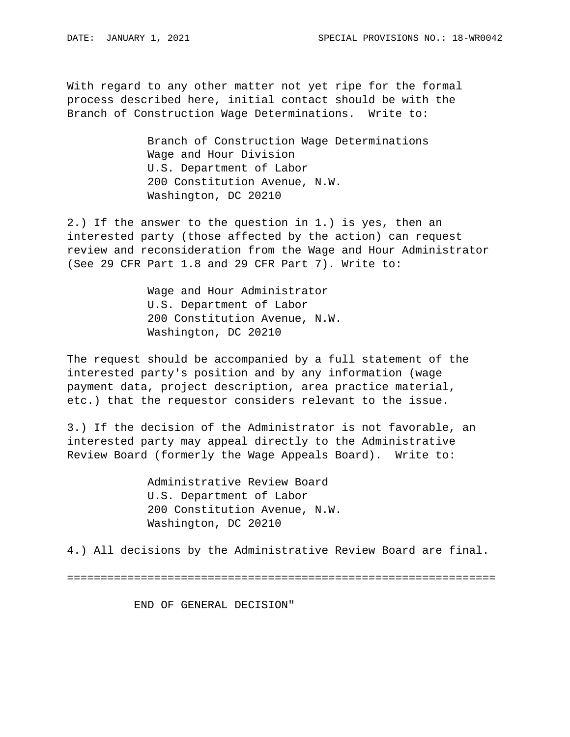With regard to any other matter not yet ripe for the formal process described here, initial contact should be with the Branch of Construction Wage Determinations. Write to:

> Branch of Construction Wage Determinations
> Wage and Hour Division
> U.S. Department of Labor
> 200 Constitution Avenue, N.W.
> Washington, DC 20210

2.) If the answer to the question in 1.) is yes, then an interested party (those affected by the action) can request review and reconsideration from the Wage and Hour Administrator (See 29 CFR Part 1.8 and 29 CFR Part 7). Write to:

> Wage and Hour Administrator
> U.S. Department of Labor
> 200 Constitution Avenue, N.W.
> Washington, DC 20210

The request should be accompanied by a full statement of the interested party's position and by any information (wage payment data, project description, area practice material, etc.) that the requestor considers relevant to the issue.

3.) If the decision of the Administrator is not favorable, an interested party may appeal directly to the Administrative Review Board (formerly the Wage Appeals Board). Write to:

> Administrative Review Board
> U.S. Department of Labor
> 200 Constitution Avenue, N.W.
> Washington, DC 20210

4.) All decisions by the Administrative Review Board are final.

================================================================

END OF GENERAL DECISION"